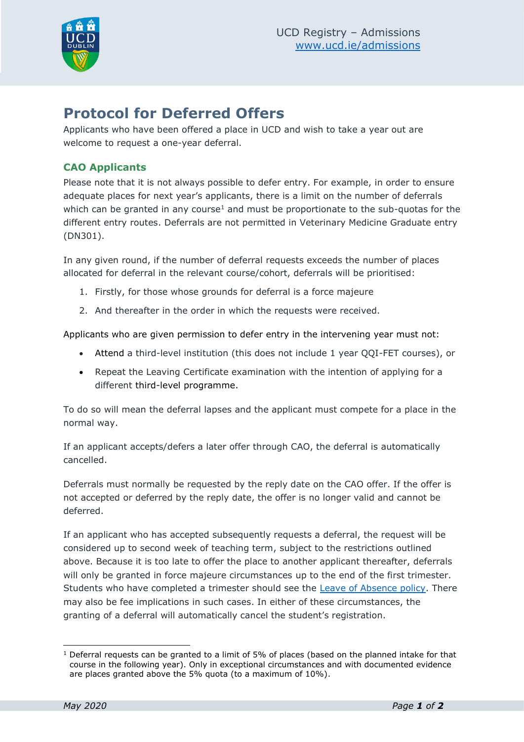UCD Registry – Admissions
[www.ucd.ie/admissions](www.ucd.ie/admissions)

# Protocol for Deferred Offers

Applicants who have been offered a place in UCD and wish to take a year out are welcome to request a one-year deferral.

## CAO Applicants

Please note that it is not always possible to defer entry. For example, in order to ensure adequate places for next year's applicants, there is a limit on the number of deferrals which can be granted in any course[1] and must be proportionate to the sub-quotas for the different entry routes. Deferrals are not permitted in Veterinary Medicine Graduate entry (DN301).

In any given round, if the number of deferral requests exceeds the number of places allocated for deferral in the relevant course/cohort, deferrals will be prioritised:

1. Firstly, for those whose grounds for deferral is a force majeure
2. And thereafter in the order in which the requests were received.

Applicants who are given permission to defer entry in the intervening year must not:

- Attend a third-level institution (this does not include 1 year QQI-FET courses), or
- Repeat the Leaving Certificate examination with the intention of applying for a different third-level programme.

To do so will mean the deferral lapses and the applicant must compete for a place in the normal way.

If an applicant accepts/defers a later offer through CAO, the deferral is automatically cancelled.

Deferrals must normally be requested by the reply date on the CAO offer. If the offer is not accepted or deferred by the reply date, the offer is no longer valid and cannot be deferred.

If an applicant who has accepted subsequently requests a deferral, the request will be considered up to second week of teaching term, subject to the restrictions outlined above. Because it is too late to offer the place to another applicant thereafter, deferrals will only be granted in force majeure circumstances up to the end of the first trimester. Students who have completed a trimester should see the Leave of Absence policy. There may also be fee implications in such cases. In either of these circumstances, the granting of a deferral will automatically cancel the student's registration.

[1] Deferral requests can be granted to a limit of 5% of places (based on the planned intake for that course in the following year). Only in exceptional circumstances and with documented evidence are places granted above the 5% quota (to a maximum of 10%).

*May 2020*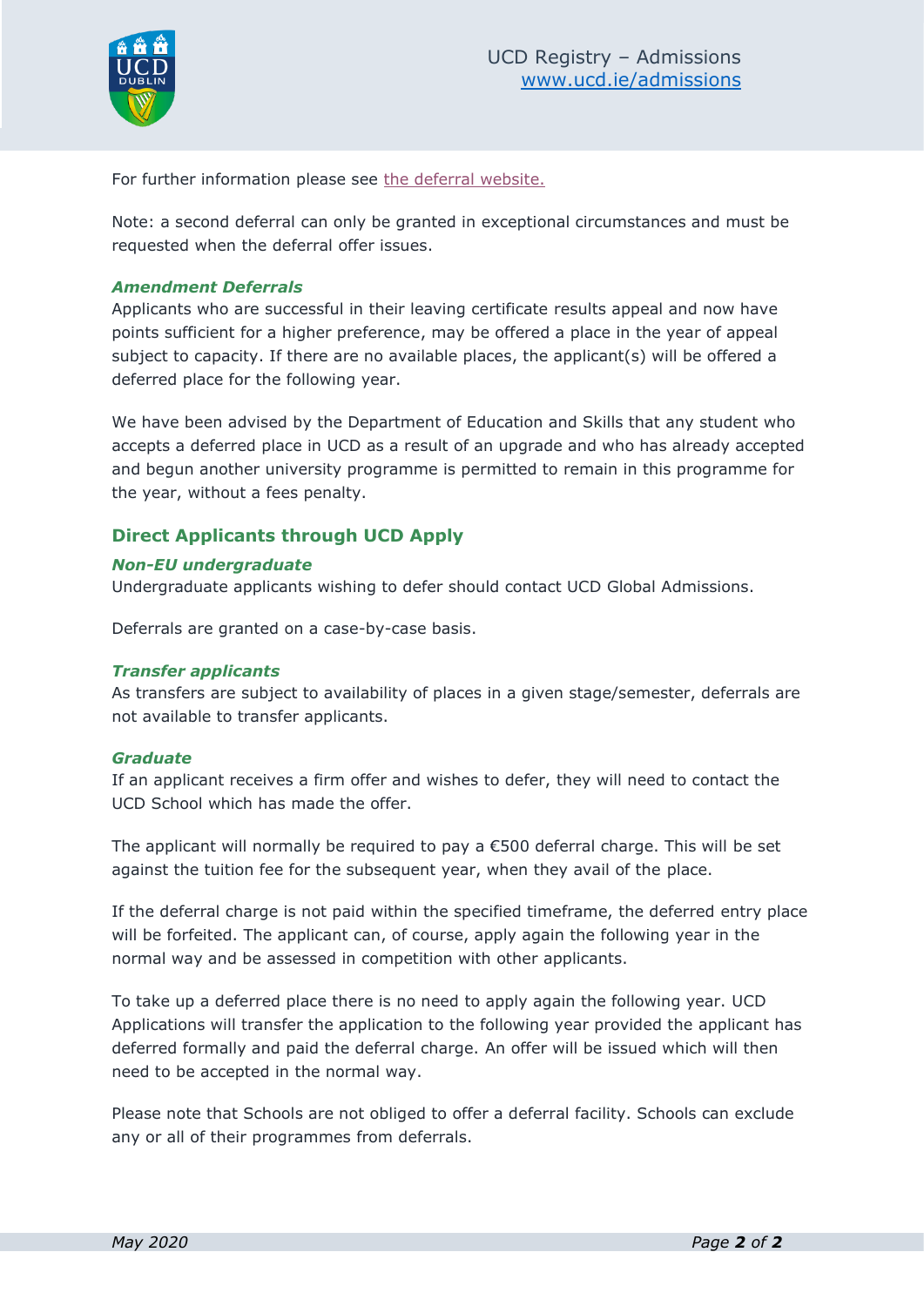For further information please see [the deferral website.]()

Note: a second deferral can only be granted in exceptional circumstances and must be requested when the deferral offer issues.

### *Amendment Deferrals*

Applicants who are successful in their leaving certificate results appeal and now have points sufficient for a higher preference, may be offered a place in the year of appeal subject to capacity. If there are no available places, the applicant(s) will be offered a deferred place for the following year.

We have been advised by the Department of Education and Skills that any student who accepts a deferred place in UCD as a result of an upgrade and who has already accepted and begun another university programme is permitted to remain in this programme for the year, without a fees penalty.

## Direct Applicants through UCD Apply

### *Non-EU undergraduate*

Undergraduate applicants wishing to defer should contact UCD Global Admissions.

Deferrals are granted on a case-by-case basis.

### *Transfer applicants*

As transfers are subject to availability of places in a given stage/semester, deferrals are not available to transfer applicants.

### *Graduate*

If an applicant receives a firm offer and wishes to defer, they will need to contact the UCD School which has made the offer.

The applicant will normally be required to pay a €500 deferral charge. This will be set against the tuition fee for the subsequent year, when they avail of the place.

If the deferral charge is not paid within the specified timeframe, the deferred entry place will be forfeited. The applicant can, of course, apply again the following year in the normal way and be assessed in competition with other applicants.

To take up a deferred place there is no need to apply again the following year. UCD Applications will transfer the application to the following year provided the applicant has deferred formally and paid the deferral charge. An offer will be issued which will then need to be accepted in the normal way.

Please note that Schools are not obliged to offer a deferral facility. Schools can exclude any or all of their programmes from deferrals.